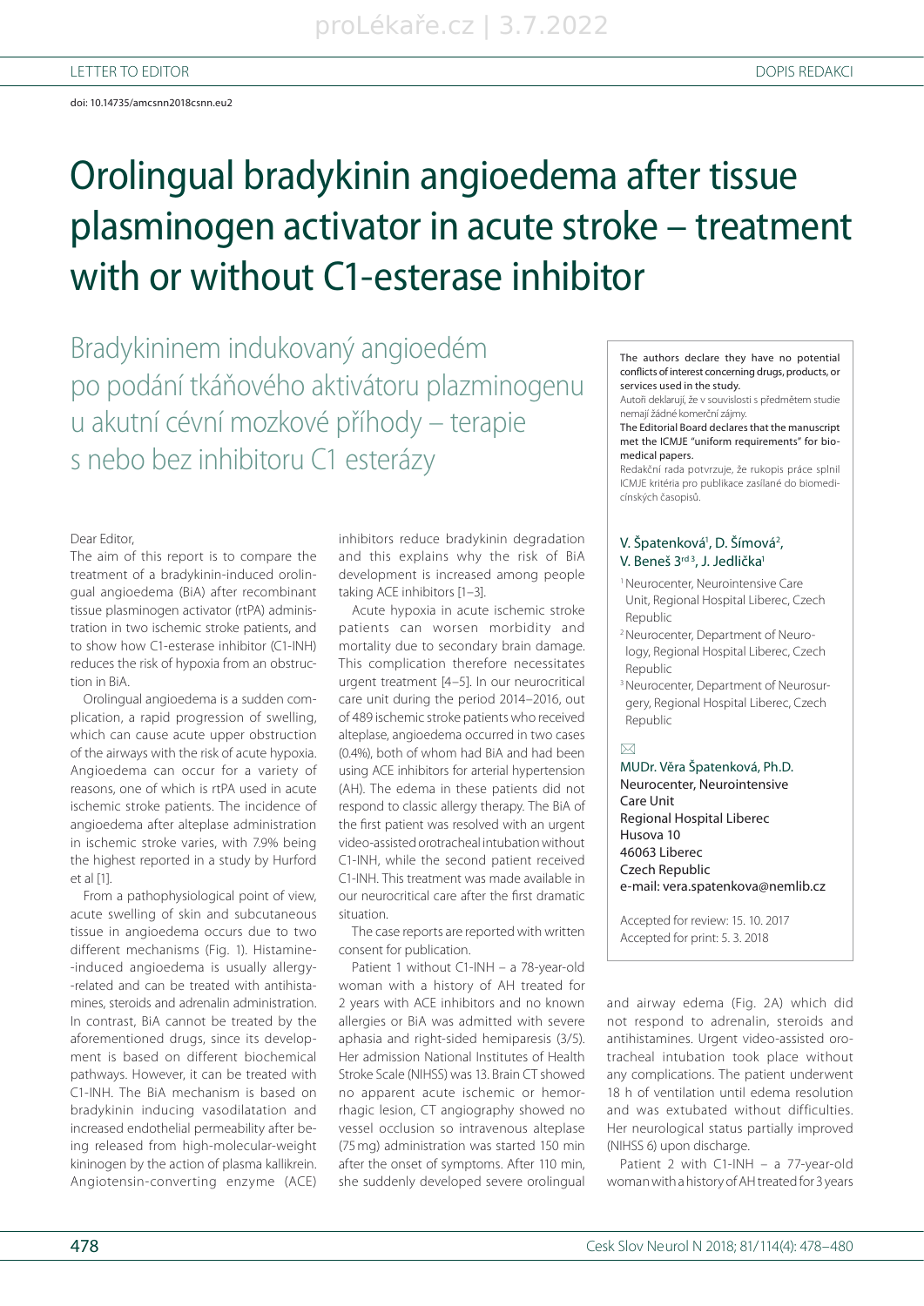LETTER TO EDITOR DOPIS REDAKCI

doi: 10.14735/amcsnn2018csnn.eu2

# Orolingual bradykinin angioedema after tissue plasminogen activator in acute stroke – treatment with or without C1-esterase inhibitor

## Bradykininem indukovaný angioedém po podání tkáňového aktivátoru plazminogenu u akutní cévní mozkové příhody – terapie s nebo bez inhibitoru C1 esterázy

The authors declare they have no potential conflicts of interest concerning drugs, products, or services used in the study.

Autoři deklarují, že v souvislosti s předmětem studie nemají žádné komerční zájmy.

The Editorial Board declares that the manuscript met the ICMJE "uniform requirements" for biomedical papers.

Redakční rada potvrzuje, že rukopis práce splnil ICMJE kritéria pro publikace zasílané do biomedicínských časopisů.

V. Špatenková[1], D. Šímová[2], V. Beneš 3[rd 3], J. Jedlička[1]

[1] Neurocenter, Neurointensive Care Unit, Regional Hospital Liberec, Czech Republic

[2] Neurocenter, Department of Neurology, Regional Hospital Liberec, Czech Republic

[3] Neurocenter, Department of Neurosurgery, Regional Hospital Liberec, Czech Republic

MUDr. Věra Špatenková, Ph.D.
Neurocenter, Neurointensive Care Unit
Regional Hospital Liberec
Husova 10
46063 Liberec
Czech Republic
e-mail: vera.spatenkova@nemlib.cz

Accepted for review: 15. 10. 2017
Accepted for print: 5. 3. 2018

Dear Editor,

The aim of this report is to compare the treatment of a bradykinin-induced orolingual angioedema (BiA) after recombinant tissue plasminogen activator (rtPA) administration in two ischemic stroke patients, and to show how C1-esterase inhibitor (C1-INH) reduces the risk of hypoxia from an obstruction in BiA.

Orolingual angioedema is a sudden complication, a rapid progression of swelling, which can cause acute upper obstruction of the airways with the risk of acute hypoxia. Angioedema can occur for a variety of reasons, one of which is rtPA used in acute ischemic stroke patients. The incidence of angioedema after alteplase administration in ischemic stroke varies, with 7.9% being the highest reported in a study by Hurford et al [1].

From a pathophysiological point of view, acute swelling of skin and subcutaneous tissue in angioedema occurs due to two different mechanisms (Fig. 1). Histamine-induced angioedema is usually allergy-related and can be treated with antihistamines, steroids and adrenalin administration. In contrast, BiA cannot be treated by the aforementioned drugs, since its development is based on different biochemical pathways. However, it can be treated with C1-INH. The BiA mechanism is based on bradykinin inducing vasodilatation and increased endothelial permeability after being released from high-molecular-weight kininogen by the action of plasma kallikrein. Angiotensin-converting enzyme (ACE) inhibitors reduce bradykinin degradation and this explains why the risk of BiA development is increased among people taking ACE inhibitors [1–3].

Acute hypoxia in acute ischemic stroke patients can worsen morbidity and mortality due to secondary brain damage. This complication therefore necessitates urgent treatment [4–5]. In our neurocritical care unit during the period 2014–2016, out of 489 ischemic stroke patients who received alteplase, angioedema occurred in two cases (0.4%), both of whom had BiA and had been using ACE inhibitors for arterial hypertension (AH). The edema in these patients did not respond to classic allergy therapy. The BiA of the first patient was resolved with an urgent video-assisted orotracheal intubation without C1-INH, while the second patient received C1-INH. This treatment was made available in our neurocritical care after the first dramatic situation.

The case reports are reported with written consent for publication.

Patient 1 without C1-INH – a 78-year-old woman with a history of AH treated for 2 years with ACE inhibitors and no known allergies or BiA was admitted with severe aphasia and right-sided hemiparesis (3/5). Her admission National Institutes of Health Stroke Scale (NIHSS) was 13. Brain CT showed no apparent acute ischemic or hemorrhagic lesion, CT angiography showed no vessel occlusion so intravenous alteplase (75 mg) administration was started 150 min after the onset of symptoms. After 110 min, she suddenly developed severe orolingual and airway edema (Fig. 2A) which did not respond to adrenalin, steroids and antihistamines. Urgent video-assisted orotracheal intubation took place without any complications. The patient underwent 18 h of ventilation until edema resolution and was extubated without difficulties. Her neurological status partially improved (NIHSS 6) upon discharge.

Patient 2 with C1-INH – a 77-year-old woman with a history of AH treated for 3 years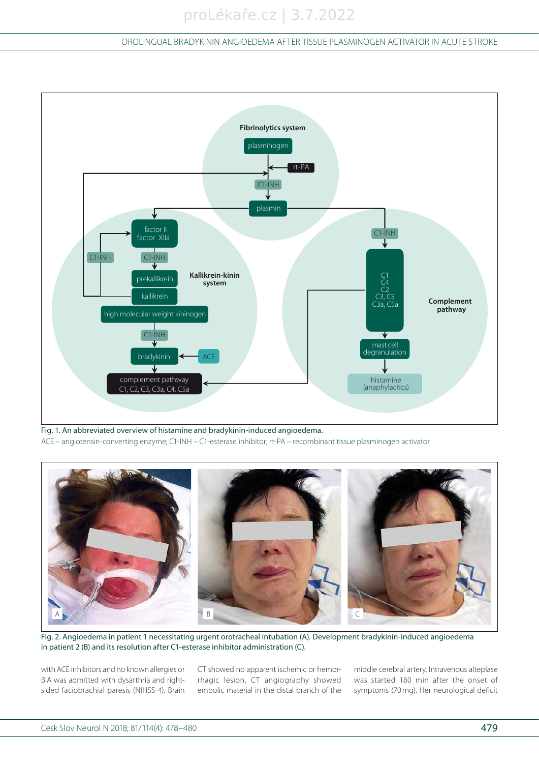Fig. 1. An abbreviated overview of histamine and bradykinin-induced angioedema.
ACE – angiotensin-converting enzyme; C1-INH – C1-esterase inhibitor; rt-PA – recombinant tissue plasminogen activator

Fig. 2. Angioedema in patient 1 necessitating urgent orotracheal intubation (A). Development bradykinin-induced angioedema in patient 2 (B) and its resolution after C1-esterase inhibitor administration (C).

with ACE inhibitors and no known allergies or BiA was admitted with dysarthria and right-sided faciobrachial paresis (NIHSS 4). Brain CT showed no apparent ischemic or hemorrhagic lesion, CT angiography showed embolic material in the distal branch of the middle cerebral artery. Intravenous alteplase was started 180 min after the onset of symptoms (70 mg). Her neurological deficit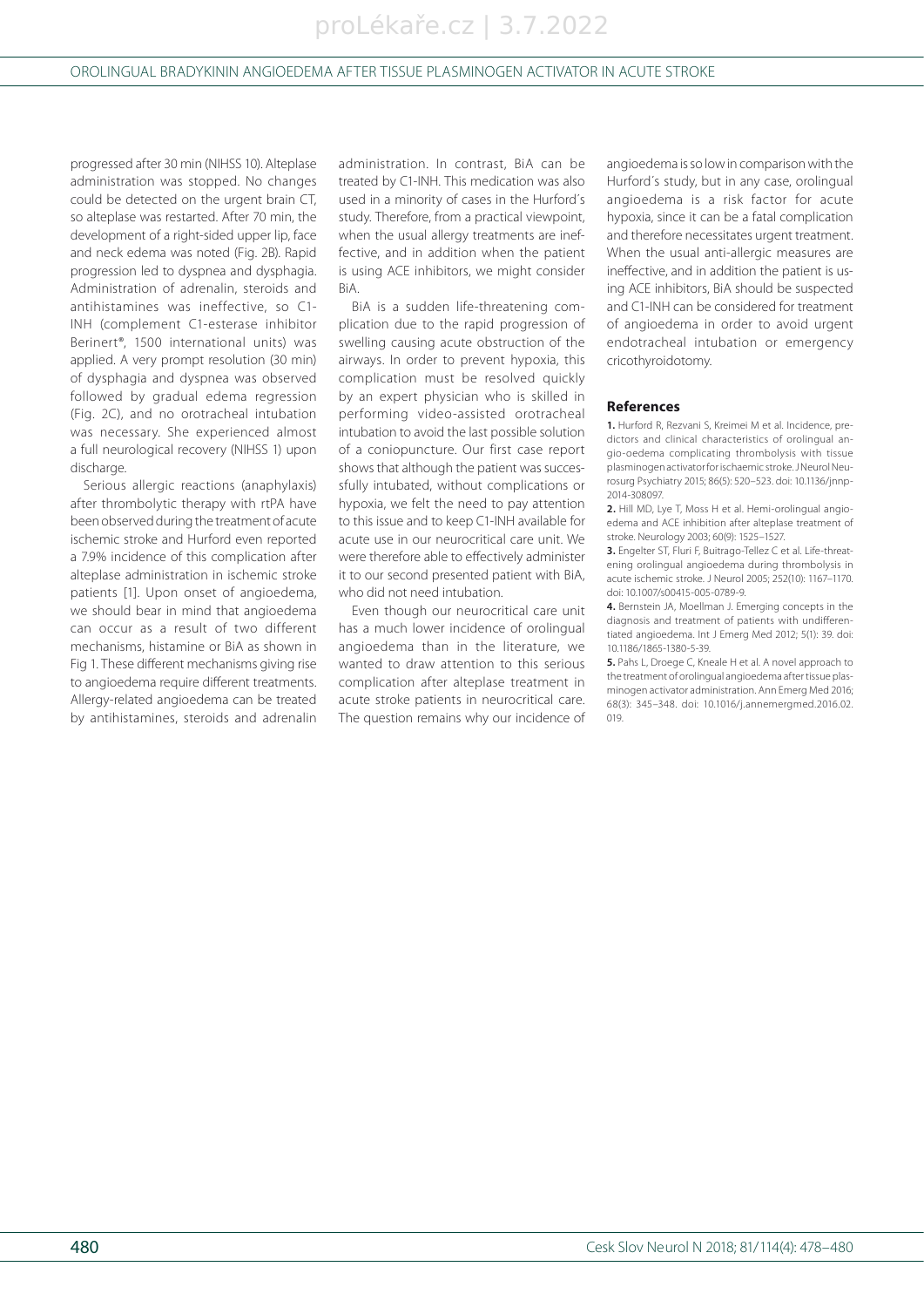progressed after 30 min (NIHSS 10). Alteplase administration was stopped. No changes could be detected on the urgent brain CT, so alteplase was restarted. After 70 min, the development of a right-sided upper lip, face and neck edema was noted (Fig. 2B). Rapid progression led to dyspnea and dysphagia. Administration of adrenalin, steroids and antihistamines was ineffective, so C1-INH (complement C1-esterase inhibitor Berinert®, 1500 international units) was applied. A very prompt resolution (30 min) of dysphagia and dyspnea was observed followed by gradual edema regression (Fig. 2C), and no orotracheal intubation was necessary. She experienced almost a full neurological recovery (NIHSS 1) upon discharge.

Serious allergic reactions (anaphylaxis) after thrombolytic therapy with rtPA have been observed during the treatment of acute ischemic stroke and Hurford even reported a 7.9% incidence of this complication after alteplase administration in ischemic stroke patients [1]. Upon onset of angioedema, we should bear in mind that angioedema can occur as a result of two different mechanisms, histamine or BiA as shown in Fig 1. These different mechanisms giving rise to angioedema require different treatments. Allergy-related angioedema can be treated by antihistamines, steroids and adrenalin administration. In contrast, BiA can be treated by C1-INH. This medication was also used in a minority of cases in the Hurford's study. Therefore, from a practical viewpoint, when the usual allergy treatments are ineffective, and in addition when the patient is using ACE inhibitors, we might consider BiA.

BiA is a sudden life-threatening complication due to the rapid progression of swelling causing acute obstruction of the airways. In order to prevent hypoxia, this complication must be resolved quickly by an expert physician who is skilled in performing video-assisted orotracheal intubation to avoid the last possible solution of a coniopuncture. Our first case report shows that although the patient was successfully intubated, without complications or hypoxia, we felt the need to pay attention to this issue and to keep C1-INH available for acute use in our neurocritical care unit. We were therefore able to effectively administer it to our second presented patient with BiA, who did not need intubation.

Even though our neurocritical care unit has a much lower incidence of orolingual angioedema than in the literature, we wanted to draw attention to this serious complication after alteplase treatment in acute stroke patients in neurocritical care. The question remains why our incidence of angioedema is so low in comparison with the Hurford's study, but in any case, orolingual angioedema is a risk factor for acute hypoxia, since it can be a fatal complication and therefore necessitates urgent treatment. When the usual anti-allergic measures are ineffective, and in addition the patient is using ACE inhibitors, BiA should be suspected and C1-INH can be considered for treatment of angioedema in order to avoid urgent endotracheal intubation or emergency cricothyroidotomy.

## References

**1.** Hurford R, Rezvani S, Kreimei M et al. Incidence, predictors and clinical characteristics of orolingual angio-oedema complicating thrombolysis with tissue plasminogen activator for ischaemic stroke. J Neurol Neurosurg Psychiatry 2015; 86(5): 520–523. doi: 10.1136/jnnp-2014-308097.

**2.** Hill MD, Lye T, Moss H et al. Hemi-orolingual angioedema and ACE inhibition after alteplase treatment of stroke. Neurology 2003; 60(9): 1525–1527.

**3.** Engelter ST, Fluri F, Buitrago-Tellez C et al. Life-threatening orolingual angioedema during thrombolysis in acute ischemic stroke. J Neurol 2005; 252(10): 1167–1170. doi: 10.1007/s00415-005-0789-9.

**4.** Bernstein JA, Moellman J. Emerging concepts in the diagnosis and treatment of patients with undifferentiated angioedema. Int J Emerg Med 2012; 5(1): 39. doi: 10.1186/1865-1380-5-39.

**5.** Pahs L, Droege C, Kneale H et al. A novel approach to the treatment of orolingual angioedema after tissue plasminogen activator administration. Ann Emerg Med 2016; 68(3): 345–348. doi: 10.1016/j.annemergmed.2016.02.019.